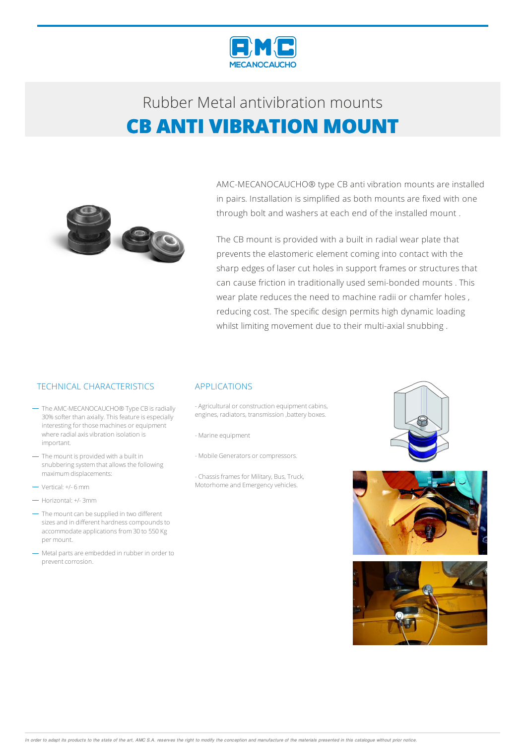# Rubber Metal antivibration mounts

## CB ANTI VIBRATION MOUNT

AMC-MECANOCAUCHO® type CB anti vibration mounts are installed in pairs. Installation is simplified as both mounts are fixed with one through bolt and washers at each end of the installed mount .

The CB mount is provided with a built in radial wear plate that prevents the elastomeric element coming into contact with the sharp edges of laser cut holes in support frames or structures that can cause friction in traditionally used semi-bonded mounts . This wear plate reduces the need to machine radii or chamfer holes , reducing cost. The specific design permits high dynamic loading whilst limiting movement due to their multi-axial snubbing .

### TECHNICAL CHARACTERISTICS

- The AMC-MECANOCAUCHO® Type CB is radially 30% softer than axially. This feature is especially interesting for those machines or equipment where radial axis vibration isolation is important.
- The mount is provided with a built in snubbering system that allows the following maximum displacements:
- Vertical: +/- 6 mm
- Horizontal: +/- 3mm
- The mount can be supplied in two different sizes and in different hardness compounds to accommodate applications from 30 to 550 Kg per mount.
- Metal parts are embedded in rubber in order to prevent corrosion.

### APPLICATIONS

- Agricultural or construction equipment cabins, engines, radiators, transmission ,battery boxes.

- Marine equipment

- Mobile Generators or compressors.

- Chassis frames for Military, Bus, Truck, Motorhome and Emergency vehicles.

*In order to adapt its products to the state of the art, AMC S.A. reserves the right to modify the conception and manufacture of the materials presented in this catalogue without prior notice.*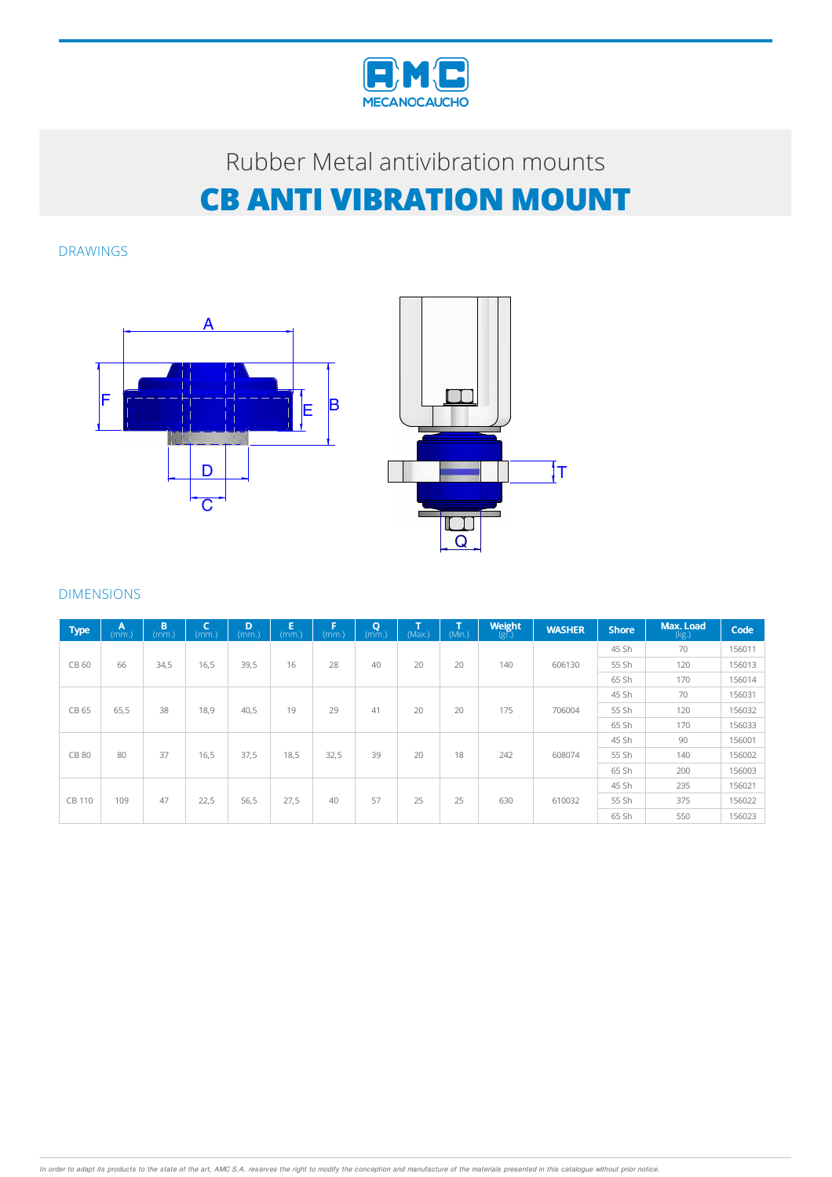Rubber Metal antivibration mounts

# CB ANTI VIBRATION MOUNT

## DRAWINGS

## DIMENSIONS

| Type | A (mm.) | B (mm.) | C (mm.) | D (mm.) | E (mm.) | F (mm.) | Q (mm.) | T (Max.) | T (Min.) | Weight (gr.) | WASHER | Shore | Max. Load (kg.) | Code |
|---|---|---|---|---|---|---|---|---|---|---|---|---|---|---|
| CB 60 | 66 | 34,5 | 16,5 | 39,5 | 16 | 28 | 40 | 20 | 20 | 140 | 606130 | 45 Sh | 70 | 156011 |
| | | | | | | | | | | | | 55 Sh | 120 | 156013 |
| | | | | | | | | | | | | 65 Sh | 170 | 156014 |
| CB 65 | 65,5 | 38 | 18,9 | 40,5 | 19 | 29 | 41 | 20 | 20 | 175 | 706004 | 45 Sh | 70 | 156031 |
| | | | | | | | | | | | | 55 Sh | 120 | 156032 |
| | | | | | | | | | | | | 65 Sh | 170 | 156033 |
| CB 80 | 80 | 37 | 16,5 | 37,5 | 18,5 | 32,5 | 39 | 20 | 18 | 242 | 608074 | 45 Sh | 90 | 156001 |
| | | | | | | | | | | | | 55 Sh | 140 | 156002 |
| | | | | | | | | | | | | 65 Sh | 200 | 156003 |
| CB 110 | 109 | 47 | 22,5 | 56,5 | 27,5 | 40 | 57 | 25 | 25 | 630 | 610032 | 45 Sh | 235 | 156021 |
| | | | | | | | | | | | | 55 Sh | 375 | 156022 |
| | | | | | | | | | | | | 65 Sh | 550 | 156023 |

*In order to adapt its products to the state of the art, AMC S.A. reserves the right to modify the conception and manufacture of the materials presented in this catalogue without prior notice.*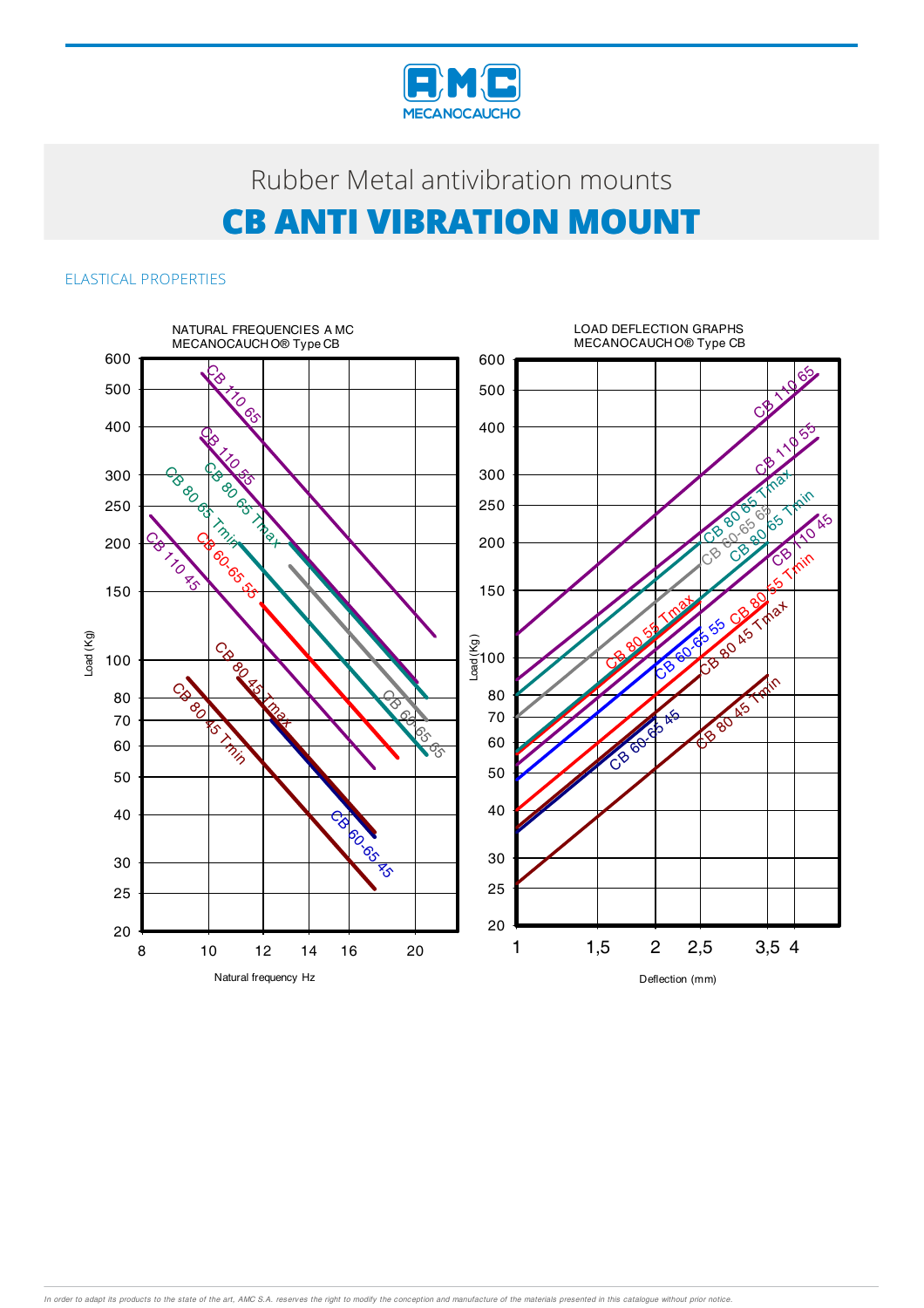Rubber Metal antivibration mounts

# CB ANTI VIBRATION MOUNT

## ELASTICAL PROPERTIES

NATURAL FREQUENCIES A MC MECANOCAUCH O® Type CB

LOAD DEFLECTION GRAPHS MECANOCAUCH O® Type CB

*In order to adapt its products to the state of the art, AMC S.A. reserves the right to modify the conception and manufacture of the materials presented in this catalogue without prior notice.*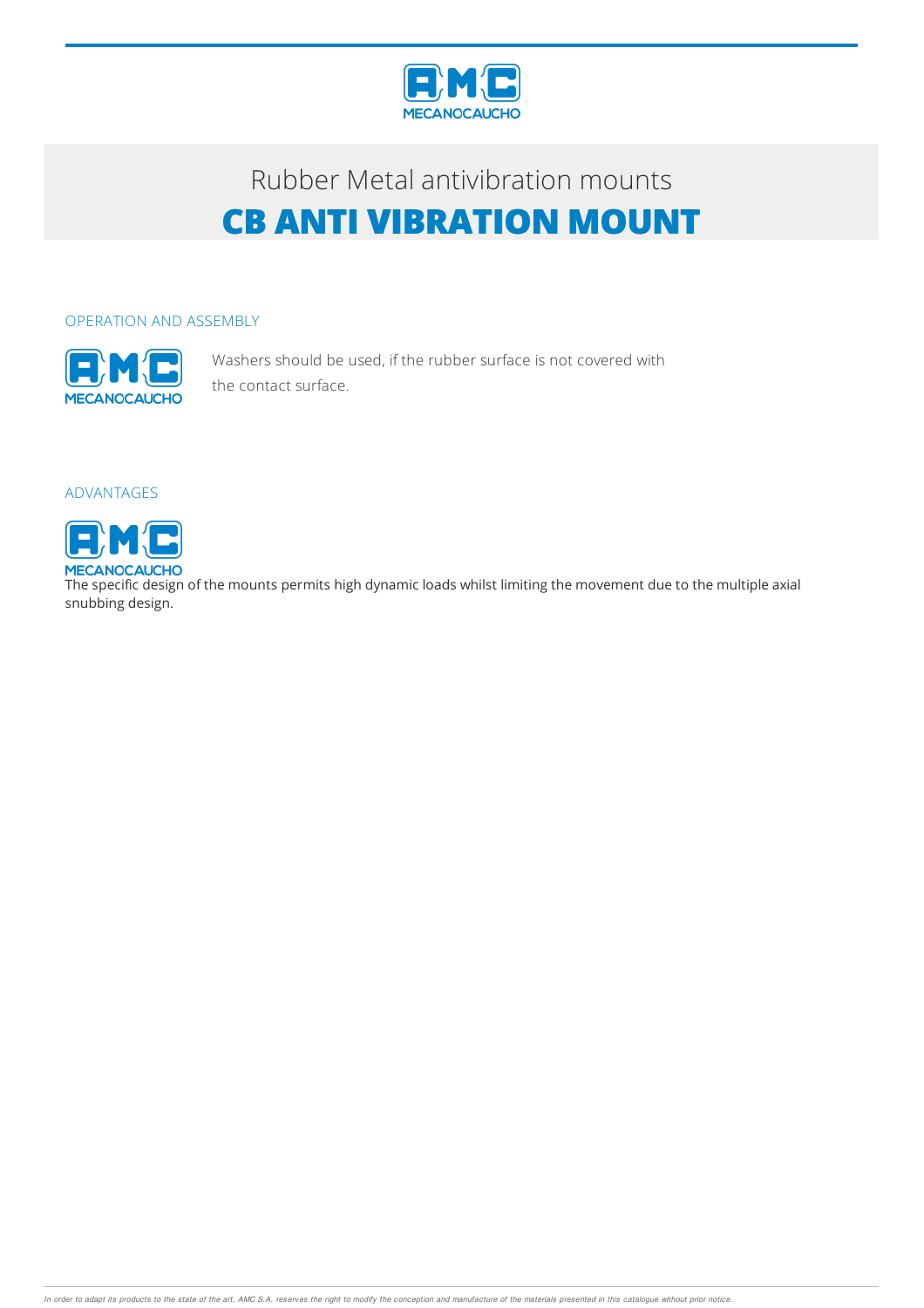Rubber Metal antivibration mounts

# CB ANTI VIBRATION MOUNT

## OPERATION AND ASSEMBLY

Washers should be used, if the rubber surface is not covered with the contact surface.

## ADVANTAGES

The specific design of the mounts permits high dynamic loads whilst limiting the movement due to the multiple axial snubbing design.

*In order to adapt its products to the state of the art, AMC S.A. reserves the right to modify the conception and manufacture of the materials presented in this catalogue without prior notice.*